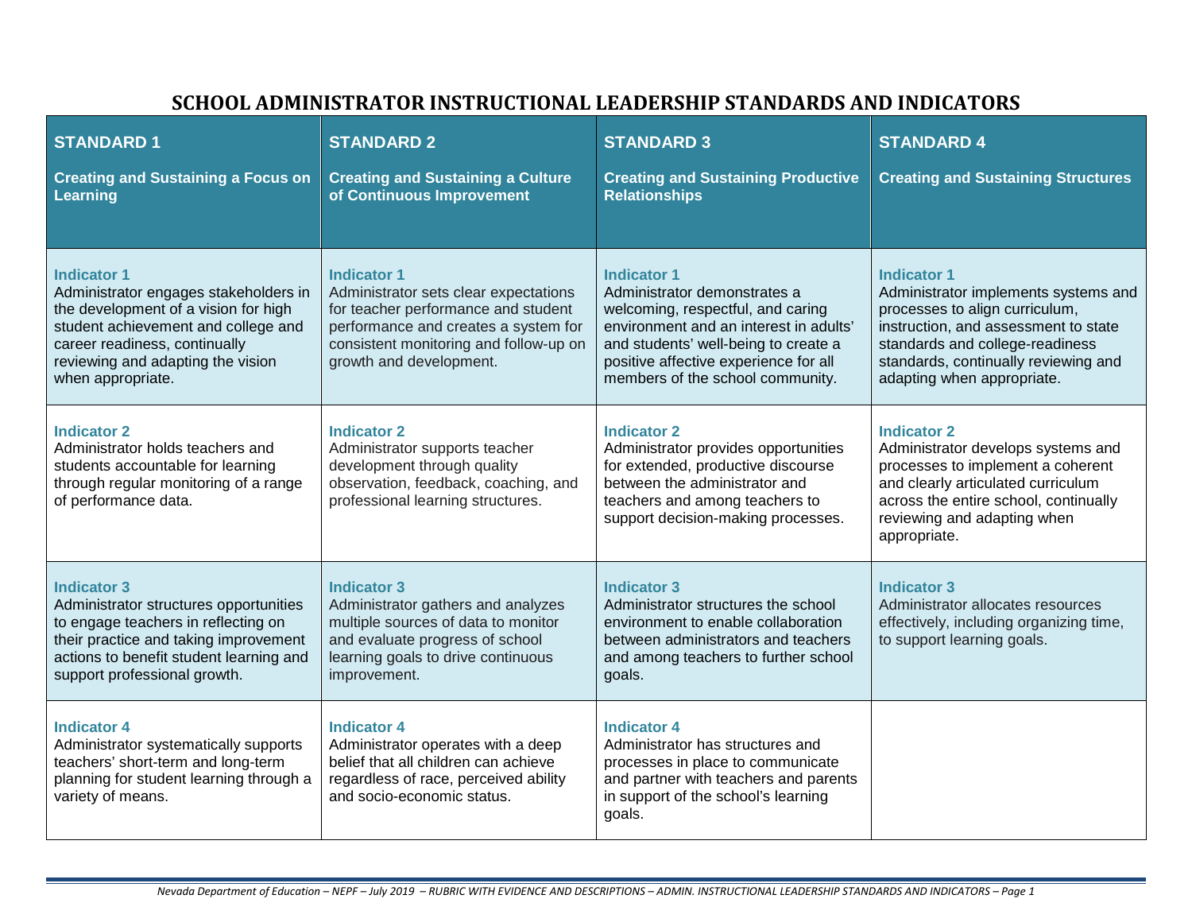# SCHOOL ADMINISTRATOR INSTRUCTIONAL LEADERSHIP STANDARDS AND INDICATORS

| **STANDARD 1**<br><br>**Creating and Sustaining a Focus on Learning** | **STANDARD 2**<br><br>**Creating and Sustaining a Culture of Continuous Improvement** | **STANDARD 3**<br><br>**Creating and Sustaining Productive Relationships** | **STANDARD 4**<br><br>**Creating and Sustaining Structures** |
|---|---|---|---|
| **Indicator 1**<br>Administrator engages stakeholders in the development of a vision for high student achievement and college and career readiness, continually reviewing and adapting the vision when appropriate. | **Indicator 1**<br>Administrator sets clear expectations for teacher performance and student performance and creates a system for consistent monitoring and follow-up on growth and development. | **Indicator 1**<br>Administrator demonstrates a welcoming, respectful, and caring environment and an interest in adults' and students' well-being to create a positive affective experience for all members of the school community. | **Indicator 1**<br>Administrator implements systems and processes to align curriculum, instruction, and assessment to state standards and college-readiness standards, continually reviewing and adapting when appropriate. |
| **Indicator 2**<br>Administrator holds teachers and students accountable for learning through regular monitoring of a range of performance data. | **Indicator 2**<br>Administrator supports teacher development through quality observation, feedback, coaching, and professional learning structures. | **Indicator 2**<br>Administrator provides opportunities for extended, productive discourse between the administrator and teachers and among teachers to support decision-making processes. | **Indicator 2**<br>Administrator develops systems and processes to implement a coherent and clearly articulated curriculum across the entire school, continually reviewing and adapting when appropriate. |
| **Indicator 3**<br>Administrator structures opportunities to engage teachers in reflecting on their practice and taking improvement actions to benefit student learning and support professional growth. | **Indicator 3**<br>Administrator gathers and analyzes multiple sources of data to monitor and evaluate progress of school learning goals to drive continuous improvement. | **Indicator 3**<br>Administrator structures the school environment to enable collaboration between administrators and teachers and among teachers to further school goals. | **Indicator 3**<br>Administrator allocates resources effectively, including organizing time, to support learning goals. |
| **Indicator 4**<br>Administrator systematically supports teachers' short-term and long-term planning for student learning through a variety of means. | **Indicator 4**<br>Administrator operates with a deep belief that all children can achieve regardless of race, perceived ability and socio-economic status. | **Indicator 4**<br>Administrator has structures and processes in place to communicate and partner with teachers and parents in support of the school's learning goals. | |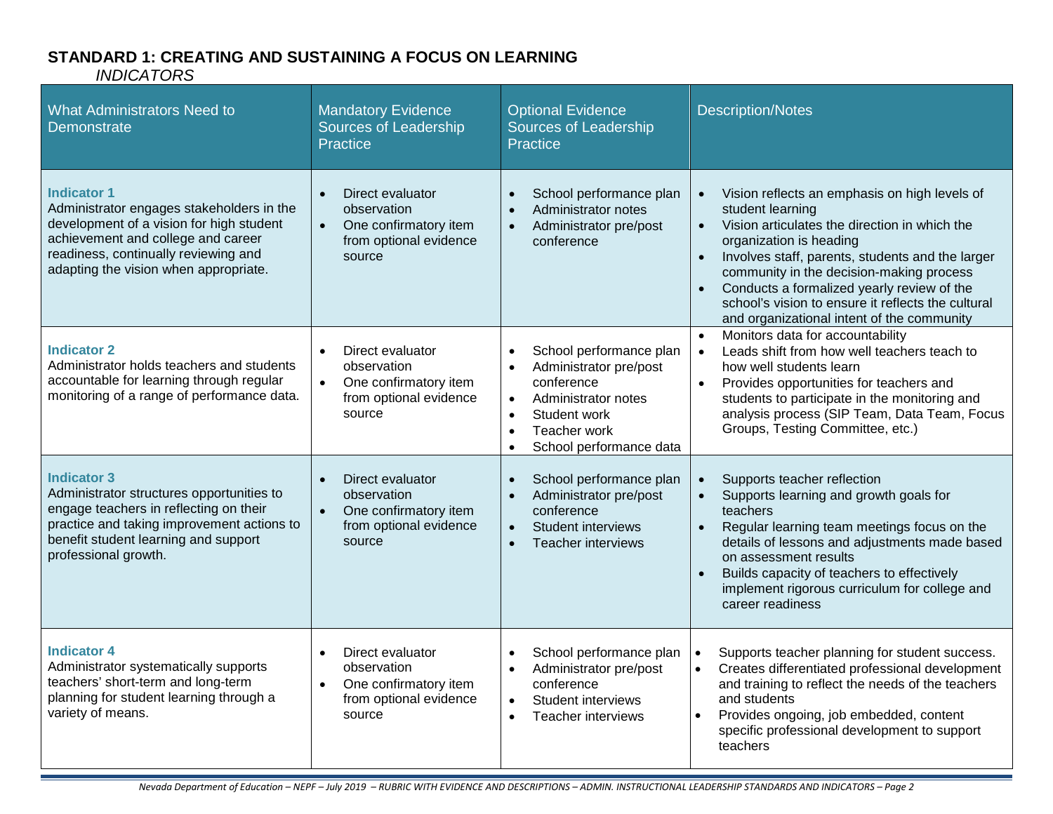## STANDARD 1: CREATING AND SUSTAINING A FOCUS ON LEARNING

*INDICATORS*

| What Administrators Need to Demonstrate | Mandatory Evidence Sources of Leadership Practice | Optional Evidence Sources of Leadership Practice | Description/Notes |
| --- | --- | --- | --- |
| **Indicator 1**<br>Administrator engages stakeholders in the development of a vision for high student achievement and college and career readiness, continually reviewing and adapting the vision when appropriate. | • Direct evaluator observation<br>• One confirmatory item from optional evidence source | • School performance plan<br>• Administrator notes<br>• Administrator pre/post conference | • Vision reflects an emphasis on high levels of student learning<br>• Vision articulates the direction in which the organization is heading<br>• Involves staff, parents, students and the larger community in the decision-making process<br>• Conducts a formalized yearly review of the school's vision to ensure it reflects the cultural and organizational intent of the community |
| **Indicator 2**<br>Administrator holds teachers and students accountable for learning through regular monitoring of a range of performance data. | • Direct evaluator observation<br>• One confirmatory item from optional evidence source | • School performance plan<br>• Administrator pre/post conference<br>• Administrator notes<br>• Student work<br>• Teacher work<br>• School performance data | • Monitors data for accountability<br>• Leads shift from how well teachers teach to how well students learn<br>• Provides opportunities for teachers and students to participate in the monitoring and analysis process (SIP Team, Data Team, Focus Groups, Testing Committee, etc.) |
| **Indicator 3**<br>Administrator structures opportunities to engage teachers in reflecting on their practice and taking improvement actions to benefit student learning and support professional growth. | • Direct evaluator observation<br>• One confirmatory item from optional evidence source | • School performance plan<br>• Administrator pre/post conference<br>• Student interviews<br>• Teacher interviews | • Supports teacher reflection<br>• Supports learning and growth goals for teachers<br>• Regular learning team meetings focus on the details of lessons and adjustments made based on assessment results<br>• Builds capacity of teachers to effectively implement rigorous curriculum for college and career readiness |
| **Indicator 4**<br>Administrator systematically supports teachers' short-term and long-term planning for student learning through a variety of means. | • Direct evaluator observation<br>• One confirmatory item from optional evidence source | • School performance plan<br>• Administrator pre/post conference<br>• Student interviews<br>• Teacher interviews | • Supports teacher planning for student success.<br>• Creates differentiated professional development and training to reflect the needs of the teachers and students<br>• Provides ongoing, job embedded, content specific professional development to support teachers |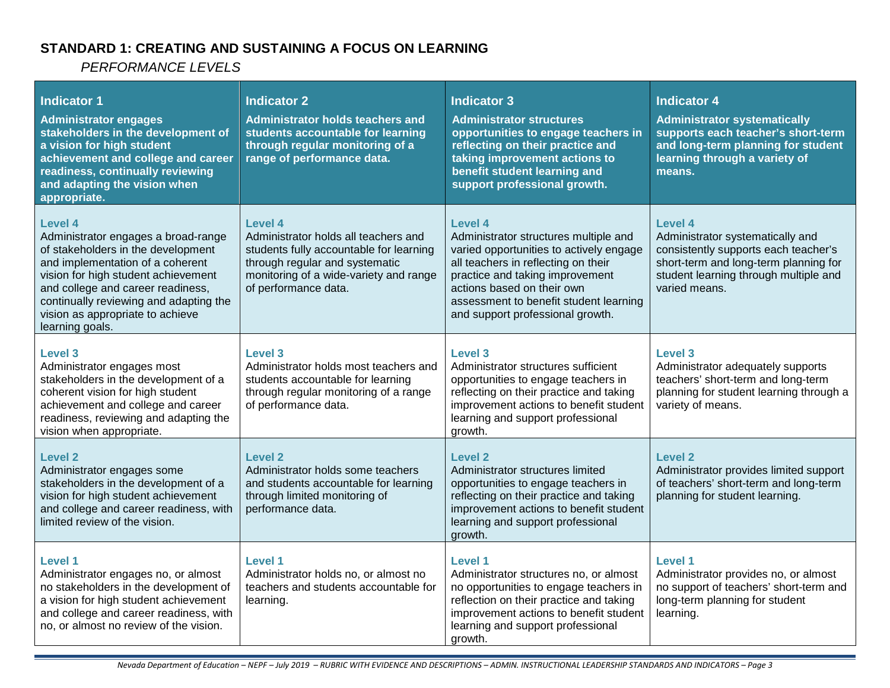## STANDARD 1: CREATING AND SUSTAINING A FOCUS ON LEARNING

*PERFORMANCE LEVELS*

| **Indicator 1** **Administrator engages stakeholders in the development of a vision for high student achievement and college and career readiness, continually reviewing and adapting the vision when appropriate.** | **Indicator 2** **Administrator holds teachers and students accountable for learning through regular monitoring of a range of performance data.** | **Indicator 3** **Administrator structures opportunities to engage teachers in reflecting on their practice and taking improvement actions to benefit student learning and support professional growth.** | **Indicator 4** **Administrator systematically supports each teacher's short-term and long-term planning for student learning through a variety of means.** |
|---|---|---|---|
| **Level 4** Administrator engages a broad-range of stakeholders in the development and implementation of a coherent vision for high student achievement and college and career readiness, continually reviewing and adapting the vision as appropriate to achieve learning goals. | **Level 4** Administrator holds all teachers and students fully accountable for learning through regular and systematic monitoring of a wide-variety and range of performance data. | **Level 4** Administrator structures multiple and varied opportunities to actively engage all teachers in reflecting on their practice and taking improvement actions based on their own assessment to benefit student learning and support professional growth. | **Level 4** Administrator systematically and consistently supports each teacher's short-term and long-term planning for student learning through multiple and varied means. |
| **Level 3** Administrator engages most stakeholders in the development of a coherent vision for high student achievement and college and career readiness, reviewing and adapting the vision when appropriate. | **Level 3** Administrator holds most teachers and students accountable for learning through regular monitoring of a range of performance data. | **Level 3** Administrator structures sufficient opportunities to engage teachers in reflecting on their practice and taking improvement actions to benefit student learning and support professional growth. | **Level 3** Administrator adequately supports teachers' short-term and long-term planning for student learning through a variety of means. |
| **Level 2** Administrator engages some stakeholders in the development of a vision for high student achievement and college and career readiness, with limited review of the vision. | **Level 2** Administrator holds some teachers and students accountable for learning through limited monitoring of performance data. | **Level 2** Administrator structures limited opportunities to engage teachers in reflecting on their practice and taking improvement actions to benefit student learning and support professional growth. | **Level 2** Administrator provides limited support of teachers' short-term and long-term planning for student learning. |
| **Level 1** Administrator engages no, or almost no stakeholders in the development of a vision for high student achievement and college and career readiness, with no, or almost no review of the vision. | **Level 1** Administrator holds no, or almost no teachers and students accountable for learning. | **Level 1** Administrator structures no, or almost no opportunities to engage teachers in reflection on their practice and taking improvement actions to benefit student learning and support professional growth. | **Level 1** Administrator provides no, or almost no support of teachers' short-term and long-term planning for student learning. |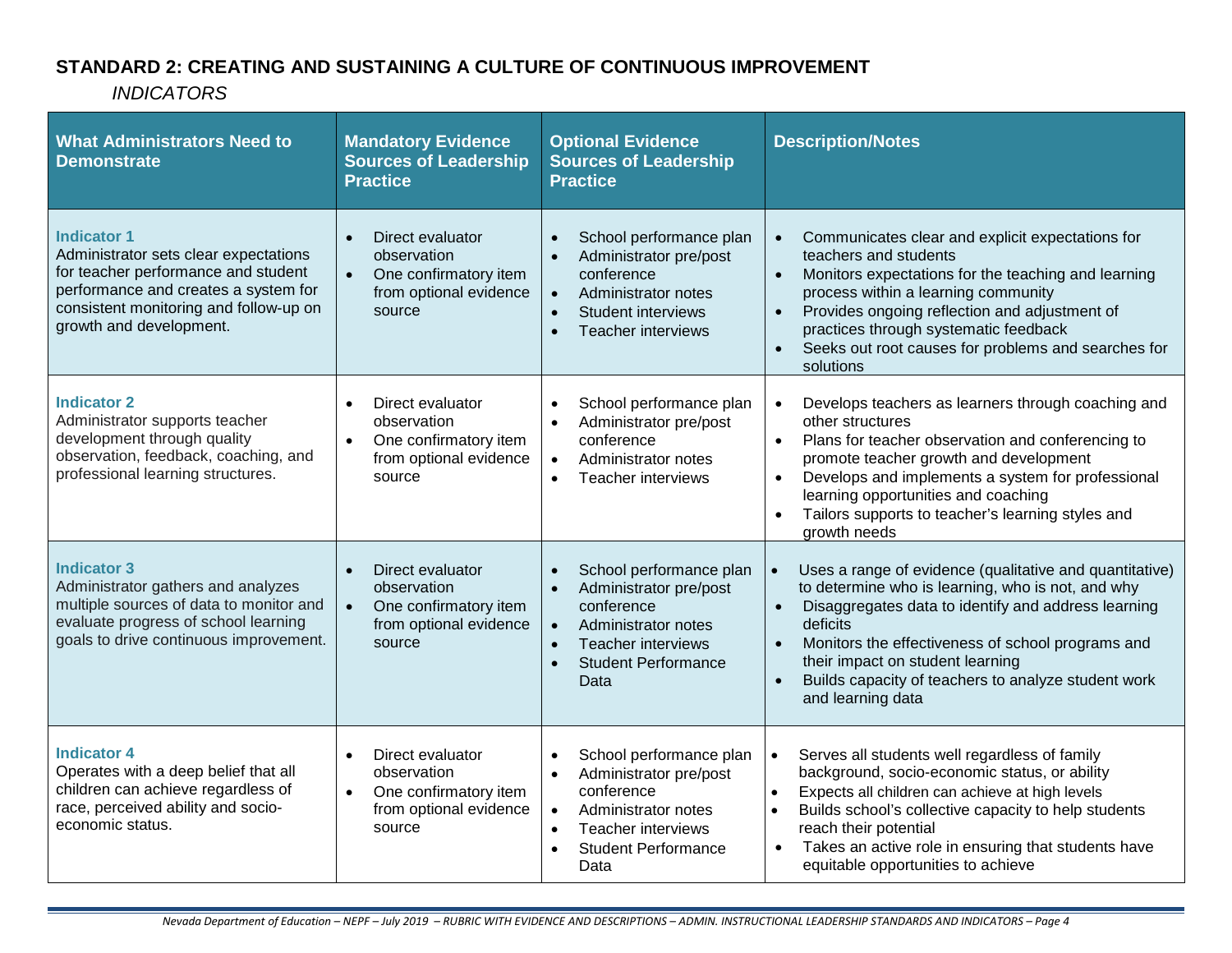## STANDARD 2: CREATING AND SUSTAINING A CULTURE OF CONTINUOUS IMPROVEMENT

*INDICATORS*

| What Administrators Need to Demonstrate | Mandatory Evidence Sources of Leadership Practice | Optional Evidence Sources of Leadership Practice | Description/Notes |
|---|---|---|---|
| **Indicator 1**<br>Administrator sets clear expectations for teacher performance and student performance and creates a system for consistent monitoring and follow-up on growth and development. | • Direct evaluator observation<br>• One confirmatory item from optional evidence source | • School performance plan<br>• Administrator pre/post conference<br>• Administrator notes<br>• Student interviews<br>• Teacher interviews | • Communicates clear and explicit expectations for teachers and students<br>• Monitors expectations for the teaching and learning process within a learning community<br>• Provides ongoing reflection and adjustment of practices through systematic feedback<br>• Seeks out root causes for problems and searches for solutions |
| **Indicator 2**<br>Administrator supports teacher development through quality observation, feedback, coaching, and professional learning structures. | • Direct evaluator observation<br>• One confirmatory item from optional evidence source | • School performance plan<br>• Administrator pre/post conference<br>• Administrator notes<br>• Teacher interviews | • Develops teachers as learners through coaching and other structures<br>• Plans for teacher observation and conferencing to promote teacher growth and development<br>• Develops and implements a system for professional learning opportunities and coaching<br>• Tailors supports to teacher's learning styles and growth needs |
| **Indicator 3**<br>Administrator gathers and analyzes multiple sources of data to monitor and evaluate progress of school learning goals to drive continuous improvement. | • Direct evaluator observation<br>• One confirmatory item from optional evidence source | • School performance plan<br>• Administrator pre/post conference<br>• Administrator notes<br>• Teacher interviews<br>• Student Performance Data | • Uses a range of evidence (qualitative and quantitative) to determine who is learning, who is not, and why<br>• Disaggregates data to identify and address learning deficits<br>• Monitors the effectiveness of school programs and their impact on student learning<br>• Builds capacity of teachers to analyze student work and learning data |
| **Indicator 4**<br>Operates with a deep belief that all children can achieve regardless of race, perceived ability and socio-economic status. | • Direct evaluator observation<br>• One confirmatory item from optional evidence source | • School performance plan<br>• Administrator pre/post conference<br>• Administrator notes<br>• Teacher interviews<br>• Student Performance Data | • Serves all students well regardless of family background, socio-economic status, or ability<br>• Expects all children can achieve at high levels<br>• Builds school's collective capacity to help students reach their potential<br>• Takes an active role in ensuring that students have equitable opportunities to achieve |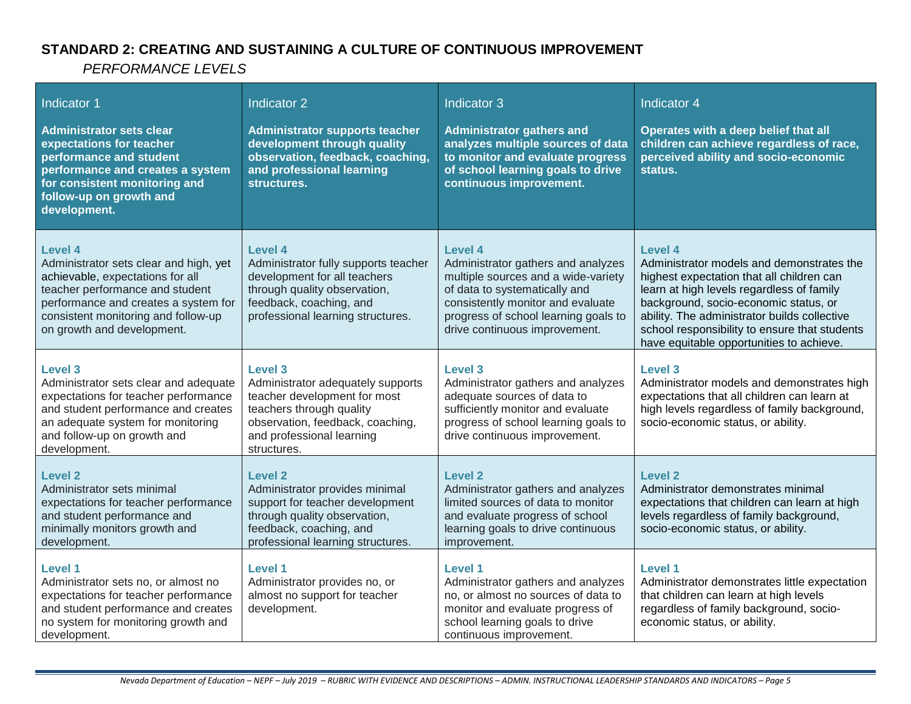## STANDARD 2: CREATING AND SUSTAINING A CULTURE OF CONTINUOUS IMPROVEMENT

*PERFORMANCE LEVELS*

| Indicator 1<br>**Administrator sets clear expectations for teacher performance and student performance and creates a system for consistent monitoring and follow-up on growth and development.** | Indicator 2<br>**Administrator supports teacher development through quality observation, feedback, coaching, and professional learning structures.** | Indicator 3<br>**Administrator gathers and analyzes multiple sources of data to monitor and evaluate progress of school learning goals to drive continuous improvement.** | Indicator 4<br>**Operates with a deep belief that all children can achieve regardless of race, perceived ability and socio-economic status.** |
|---|---|---|---|
| **Level 4**<br>Administrator sets clear and high, yet achievable, expectations for all teacher performance and student performance and creates a system for consistent monitoring and follow-up on growth and development. | **Level 4**<br>Administrator fully supports teacher development for all teachers through quality observation, feedback, coaching, and professional learning structures. | **Level 4**<br>Administrator gathers and analyzes multiple sources and a wide-variety of data to systematically and consistently monitor and evaluate progress of school learning goals to drive continuous improvement. | **Level 4**<br>Administrator models and demonstrates the highest expectation that all children can learn at high levels regardless of family background, socio-economic status, or ability. The administrator builds collective school responsibility to ensure that students have equitable opportunities to achieve. |
| **Level 3**<br>Administrator sets clear and adequate expectations for teacher performance and student performance and creates an adequate system for monitoring and follow-up on growth and development. | **Level 3**<br>Administrator adequately supports teacher development for most teachers through quality observation, feedback, coaching, and professional learning structures. | **Level 3**<br>Administrator gathers and analyzes adequate sources of data to sufficiently monitor and evaluate progress of school learning goals to drive continuous improvement. | **Level 3**<br>Administrator models and demonstrates high expectations that all children can learn at high levels regardless of family background, socio-economic status, or ability. |
| **Level 2**<br>Administrator sets minimal expectations for teacher performance and student performance and minimally monitors growth and development. | **Level 2**<br>Administrator provides minimal support for teacher development through quality observation, feedback, coaching, and professional learning structures. | **Level 2**<br>Administrator gathers and analyzes limited sources of data to monitor and evaluate progress of school learning goals to drive continuous improvement. | **Level 2**<br>Administrator demonstrates minimal expectations that children can learn at high levels regardless of family background, socio-economic status, or ability. |
| **Level 1**<br>Administrator sets no, or almost no expectations for teacher performance and student performance and creates no system for monitoring growth and development. | **Level 1**<br>Administrator provides no, or almost no support for teacher development. | **Level 1**<br>Administrator gathers and analyzes no, or almost no sources of data to monitor and evaluate progress of school learning goals to drive continuous improvement. | **Level 1**<br>Administrator demonstrates little expectation that children can learn at high levels regardless of family background, socio-economic status, or ability. |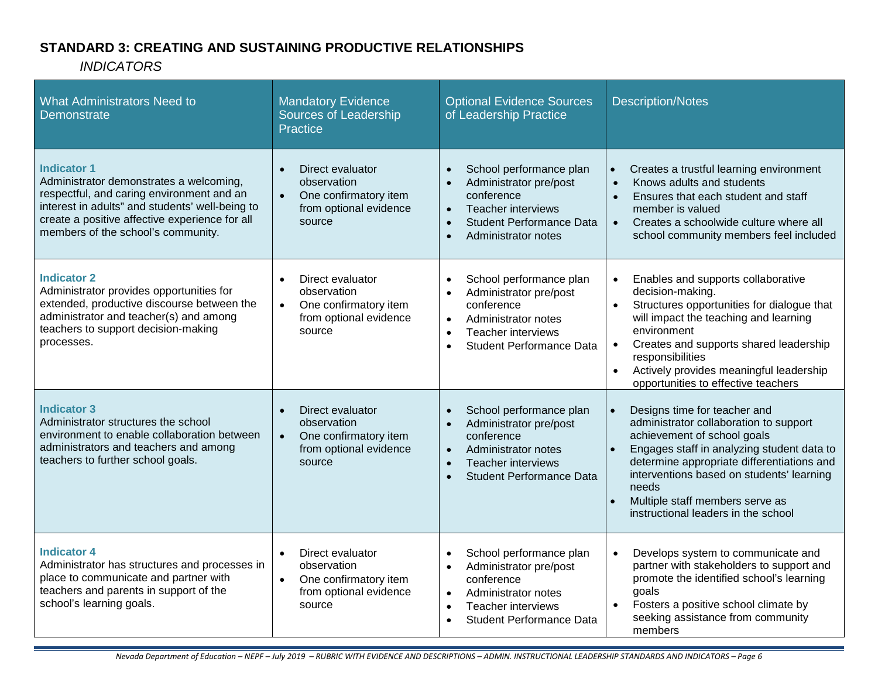## STANDARD 3: CREATING AND SUSTAINING PRODUCTIVE RELATIONSHIPS

*INDICATORS*

| What Administrators Need to Demonstrate | Mandatory Evidence Sources of Leadership Practice | Optional Evidence Sources of Leadership Practice | Description/Notes |
|---|---|---|---|
| **Indicator 1**<br>Administrator demonstrates a welcoming, respectful, and caring environment and an interest in adults" and students' well-being to create a positive affective experience for all members of the school's community. | • Direct evaluator observation<br>• One confirmatory item from optional evidence source | • School performance plan<br>• Administrator pre/post conference<br>• Teacher interviews<br>• Student Performance Data<br>• Administrator notes | • Creates a trustful learning environment<br>• Knows adults and students<br>• Ensures that each student and staff member is valued<br>• Creates a schoolwide culture where all school community members feel included |
| **Indicator 2**<br>Administrator provides opportunities for extended, productive discourse between the administrator and teacher(s) and among teachers to support decision-making processes. | • Direct evaluator observation<br>• One confirmatory item from optional evidence source | • School performance plan<br>• Administrator pre/post conference<br>• Administrator notes<br>• Teacher interviews<br>• Student Performance Data | • Enables and supports collaborative decision-making.<br>• Structures opportunities for dialogue that will impact the teaching and learning environment<br>• Creates and supports shared leadership responsibilities<br>• Actively provides meaningful leadership opportunities to effective teachers |
| **Indicator 3**<br>Administrator structures the school environment to enable collaboration between administrators and teachers and among teachers to further school goals. | • Direct evaluator observation<br>• One confirmatory item from optional evidence source | • School performance plan<br>• Administrator pre/post conference<br>• Administrator notes<br>• Teacher interviews<br>• Student Performance Data | • Designs time for teacher and administrator collaboration to support achievement of school goals<br>• Engages staff in analyzing student data to determine appropriate differentiations and interventions based on students' learning needs<br>• Multiple staff members serve as instructional leaders in the school |
| **Indicator 4**<br>Administrator has structures and processes in place to communicate and partner with teachers and parents in support of the school's learning goals. | • Direct evaluator observation<br>• One confirmatory item from optional evidence source | • School performance plan<br>• Administrator pre/post conference<br>• Administrator notes<br>• Teacher interviews<br>• Student Performance Data | • Develops system to communicate and partner with stakeholders to support and promote the identified school's learning goals<br>• Fosters a positive school climate by seeking assistance from community members |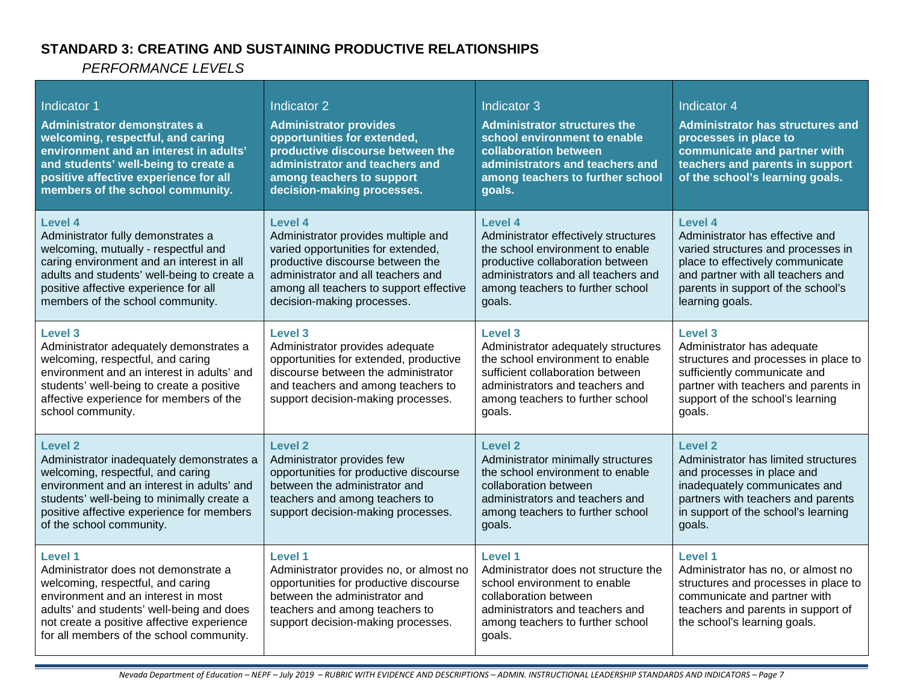## STANDARD 3: CREATING AND SUSTAINING PRODUCTIVE RELATIONSHIPS

*PERFORMANCE LEVELS*

| Indicator 1<br>**Administrator demonstrates a welcoming, respectful, and caring environment and an interest in adults' and students' well-being to create a positive affective experience for all members of the school community.** | Indicator 2<br>**Administrator provides opportunities for extended, productive discourse between the administrator and teachers and among teachers to support decision-making processes.** | Indicator 3<br>**Administrator structures the school environment to enable collaboration between administrators and teachers and among teachers to further school goals.** | Indicator 4<br>**Administrator has structures and processes in place to communicate and partner with teachers and parents in support of the school's learning goals.** |
|---|---|---|---|
| **Level 4**<br>Administrator fully demonstrates a welcoming, mutually - respectful and caring environment and an interest in all adults and students' well-being to create a positive affective experience for all members of the school community. | **Level 4**<br>Administrator provides multiple and varied opportunities for extended, productive discourse between the administrator and all teachers and among all teachers to support effective decision-making processes. | **Level 4**<br>Administrator effectively structures the school environment to enable productive collaboration between administrators and all teachers and among teachers to further school goals. | **Level 4**<br>Administrator has effective and varied structures and processes in place to effectively communicate and partner with all teachers and parents in support of the school's learning goals. |
| **Level 3**<br>Administrator adequately demonstrates a welcoming, respectful, and caring environment and an interest in adults' and students' well-being to create a positive affective experience for members of the school community. | **Level 3**<br>Administrator provides adequate opportunities for extended, productive discourse between the administrator and teachers and among teachers to support decision-making processes. | **Level 3**<br>Administrator adequately structures the school environment to enable sufficient collaboration between administrators and teachers and among teachers to further school goals. | **Level 3**<br>Administrator has adequate structures and processes in place to sufficiently communicate and partner with teachers and parents in support of the school's learning goals. |
| **Level 2**<br>Administrator inadequately demonstrates a welcoming, respectful, and caring environment and an interest in adults' and students' well-being to minimally create a positive affective experience for members of the school community. | **Level 2**<br>Administrator provides few opportunities for productive discourse between the administrator and teachers and among teachers to support decision-making processes. | **Level 2**<br>Administrator minimally structures the school environment to enable collaboration between administrators and teachers and among teachers to further school goals. | **Level 2**<br>Administrator has limited structures and processes in place and inadequately communicates and partners with teachers and parents in support of the school's learning goals. |
| **Level 1**<br>Administrator does not demonstrate a welcoming, respectful, and caring environment and an interest in most adults' and students' well-being and does not create a positive affective experience for all members of the school community. | **Level 1**<br>Administrator provides no, or almost no opportunities for productive discourse between the administrator and teachers and among teachers to support decision-making processes. | **Level 1**<br>Administrator does not structure the school environment to enable collaboration between administrators and teachers and among teachers to further school goals. | **Level 1**<br>Administrator has no, or almost no structures and processes in place to communicate and partner with teachers and parents in support of the school's learning goals. |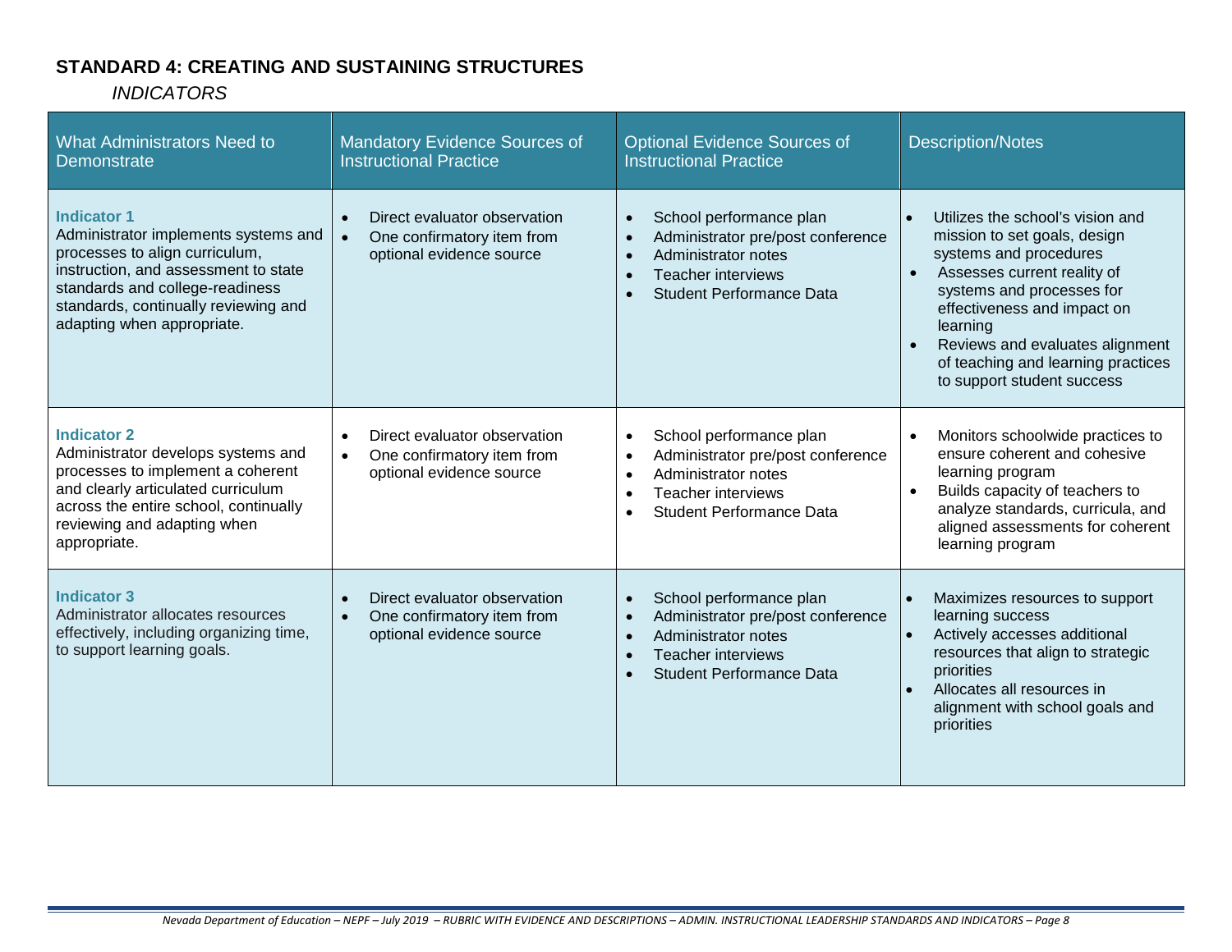## STANDARD 4: CREATING AND SUSTAINING STRUCTURES

*INDICATORS*

| What Administrators Need to Demonstrate | Mandatory Evidence Sources of Instructional Practice | Optional Evidence Sources of Instructional Practice | Description/Notes |
|---|---|---|---|
| **Indicator 1**<br>Administrator implements systems and processes to align curriculum, instruction, and assessment to state standards and college-readiness standards, continually reviewing and adapting when appropriate. | • Direct evaluator observation<br>• One confirmatory item from optional evidence source | • School performance plan<br>• Administrator pre/post conference<br>• Administrator notes<br>• Teacher interviews<br>• Student Performance Data | • Utilizes the school's vision and mission to set goals, design systems and procedures<br>• Assesses current reality of systems and processes for effectiveness and impact on learning<br>• Reviews and evaluates alignment of teaching and learning practices to support student success |
| **Indicator 2**<br>Administrator develops systems and processes to implement a coherent and clearly articulated curriculum across the entire school, continually reviewing and adapting when appropriate. | • Direct evaluator observation<br>• One confirmatory item from optional evidence source | • School performance plan<br>• Administrator pre/post conference<br>• Administrator notes<br>• Teacher interviews<br>• Student Performance Data | • Monitors schoolwide practices to ensure coherent and cohesive learning program<br>• Builds capacity of teachers to analyze standards, curricula, and aligned assessments for coherent learning program |
| **Indicator 3**<br>Administrator allocates resources effectively, including organizing time, to support learning goals. | • Direct evaluator observation<br>• One confirmatory item from optional evidence source | • School performance plan<br>• Administrator pre/post conference<br>• Administrator notes<br>• Teacher interviews<br>• Student Performance Data | • Maximizes resources to support learning success<br>• Actively accesses additional resources that align to strategic priorities<br>• Allocates all resources in alignment with school goals and priorities |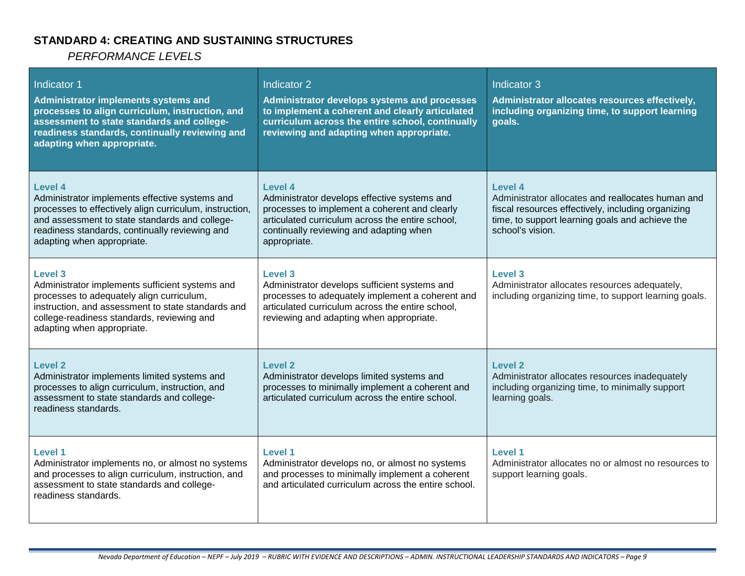## STANDARD 4: CREATING AND SUSTAINING STRUCTURES

*PERFORMANCE LEVELS*

| Indicator 1<br>**Administrator implements systems and processes to align curriculum, instruction, and assessment to state standards and college-readiness standards, continually reviewing and adapting when appropriate.** | Indicator 2<br>**Administrator develops systems and processes to implement a coherent and clearly articulated curriculum across the entire school, continually reviewing and adapting when appropriate.** | Indicator 3<br>**Administrator allocates resources effectively, including organizing time, to support learning goals.** |
|---|---|---|
| **Level 4**<br>Administrator implements effective systems and processes to effectively align curriculum, instruction, and assessment to state standards and college-readiness standards, continually reviewing and adapting when appropriate. | **Level 4**<br>Administrator develops effective systems and processes to implement a coherent and clearly articulated curriculum across the entire school, continually reviewing and adapting when appropriate. | **Level 4**<br>Administrator allocates and reallocates human and fiscal resources effectively, including organizing time, to support learning goals and achieve the school's vision. |
| **Level 3**<br>Administrator implements sufficient systems and processes to adequately align curriculum, instruction, and assessment to state standards and college-readiness standards, reviewing and adapting when appropriate. | **Level 3**<br>Administrator develops sufficient systems and processes to adequately implement a coherent and articulated curriculum across the entire school, reviewing and adapting when appropriate. | **Level 3**<br>Administrator allocates resources adequately, including organizing time, to support learning goals. |
| **Level 2**<br>Administrator implements limited systems and processes to align curriculum, instruction, and assessment to state standards and college-readiness standards. | **Level 2**<br>Administrator develops limited systems and processes to minimally implement a coherent and articulated curriculum across the entire school. | **Level 2**<br>Administrator allocates resources inadequately including organizing time, to minimally support learning goals. |
| **Level 1**<br>Administrator implements no, or almost no systems and processes to align curriculum, instruction, and assessment to state standards and college-readiness standards. | **Level 1**<br>Administrator develops no, or almost no systems and processes to minimally implement a coherent and articulated curriculum across the entire school. | **Level 1**<br>Administrator allocates no or almost no resources to support learning goals. |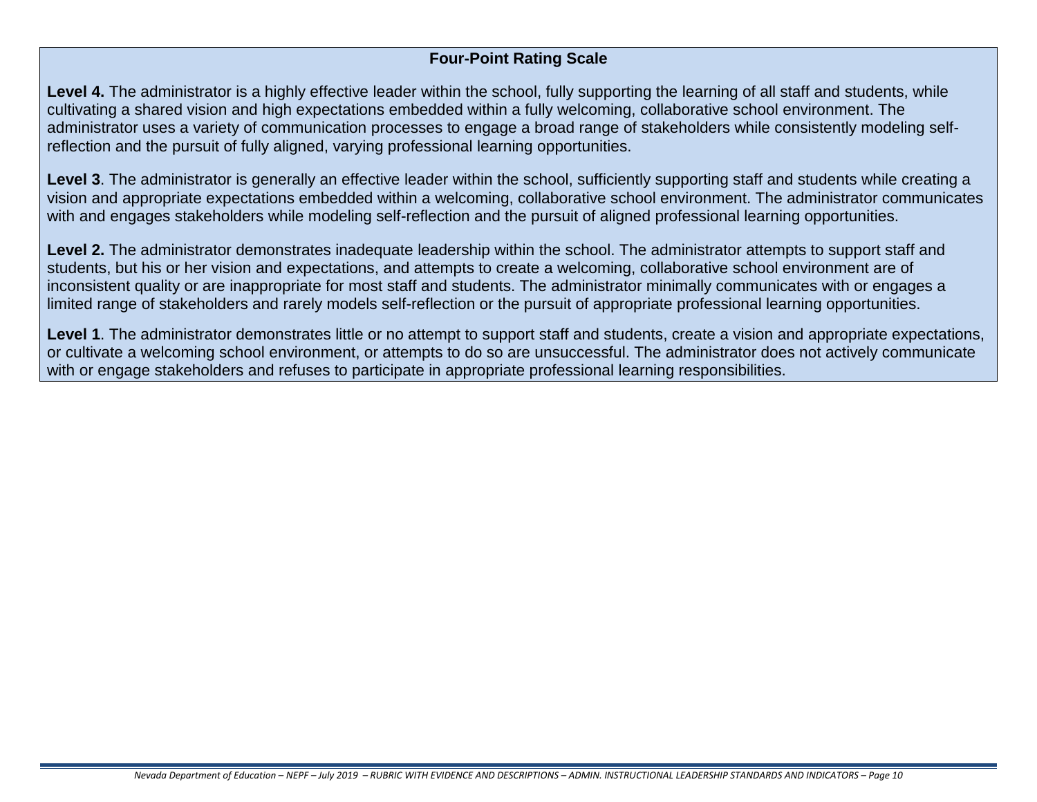## Four-Point Rating Scale

**Level 4.** The administrator is a highly effective leader within the school, fully supporting the learning of all staff and students, while cultivating a shared vision and high expectations embedded within a fully welcoming, collaborative school environment. The administrator uses a variety of communication processes to engage a broad range of stakeholders while consistently modeling self-reflection and the pursuit of fully aligned, varying professional learning opportunities.

**Level 3**. The administrator is generally an effective leader within the school, sufficiently supporting staff and students while creating a vision and appropriate expectations embedded within a welcoming, collaborative school environment. The administrator communicates with and engages stakeholders while modeling self-reflection and the pursuit of aligned professional learning opportunities.

**Level 2.** The administrator demonstrates inadequate leadership within the school. The administrator attempts to support staff and students, but his or her vision and expectations, and attempts to create a welcoming, collaborative school environment are of inconsistent quality or are inappropriate for most staff and students. The administrator minimally communicates with or engages a limited range of stakeholders and rarely models self-reflection or the pursuit of appropriate professional learning opportunities.

**Level 1**. The administrator demonstrates little or no attempt to support staff and students, create a vision and appropriate expectations, or cultivate a welcoming school environment, or attempts to do so are unsuccessful. The administrator does not actively communicate with or engage stakeholders and refuses to participate in appropriate professional learning responsibilities.